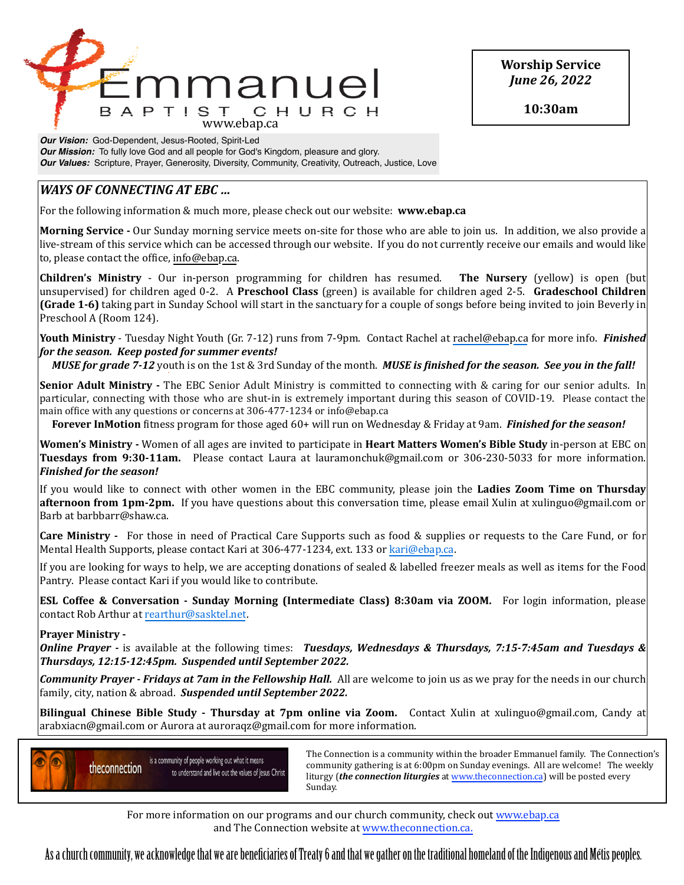# Emmanuel
BAPTIST CHURCH
www.ebap.ca

**Worship Service**
***June 26, 2022***

**10:30am**

***Our Vision:*** God-Dependent, Jesus-Rooted, Spirit-Led
***Our Mission:*** To fully love God and all people for God's Kingdom, pleasure and glory.
***Our Values:*** Scripture, Prayer, Generosity, Diversity, Community, Creativity, Outreach, Justice, Love

## *WAYS OF CONNECTING AT EBC ...*

For the following information & much more, please check out our website: **www.ebap.ca**

**Morning Service -** Our Sunday morning service meets on-site for those who are able to join us. In addition, we also provide a live-stream of this service which can be accessed through our website. If you do not currently receive our emails and would like to, please contact the office, info@ebap.ca.

**Children's Ministry** - Our in-person programming for children has resumed. **The Nursery** (yellow) is open (but unsupervised) for children aged 0-2. A **Preschool Class** (green) is available for children aged 2-5. **Gradeschool Children (Grade 1-6)** taking part in Sunday School will start in the sanctuary for a couple of songs before being invited to join Beverly in Preschool A (Room 124).

**Youth Ministry** - Tuesday Night Youth (Gr. 7-12) runs from 7-9pm. Contact Rachel at rachel@ebap.ca for more info. ***Finished for the season. Keep posted for summer events!***
***MUSE for grade 7-12*** youth is on the 1st & 3rd Sunday of the month. ***MUSE is finished for the season. See you in the fall!***

**Senior Adult Ministry -** The EBC Senior Adult Ministry is committed to connecting with & caring for our senior adults. In particular, connecting with those who are shut-in is extremely important during this season of COVID-19. Please contact the main office with any questions or concerns at 306-477-1234 or info@ebap.ca
**Forever InMotion** fitness program for those aged 60+ will run on Wednesday & Friday at 9am. ***Finished for the season!***

**Women's Ministry -** Women of all ages are invited to participate in **Heart Matters Women's Bible Study** in-person at EBC on **Tuesdays from 9:30-11am.** Please contact Laura at lauramonchuk@gmail.com or 306-230-5033 for more information. ***Finished for the season!***

If you would like to connect with other women in the EBC community, please join the **Ladies Zoom Time on Thursday afternoon from 1pm-2pm.** If you have questions about this conversation time, please email Xulin at xulinguo@gmail.com or Barb at barbbarr@shaw.ca.

**Care Ministry -** For those in need of Practical Care Supports such as food & supplies or requests to the Care Fund, or for Mental Health Supports, please contact Kari at 306-477-1234, ext. 133 or kari@ebap.ca.

If you are looking for ways to help, we are accepting donations of sealed & labelled freezer meals as well as items for the Food Pantry. Please contact Kari if you would like to contribute.

**ESL Coffee & Conversation - Sunday Morning (Intermediate Class) 8:30am via ZOOM.** For login information, please contact Rob Arthur at rearthur@sasktel.net.

**Prayer Ministry -**
***Online Prayer -*** is available at the following times: ***Tuesdays, Wednesdays & Thursdays, 7:15-7:45am and Tuesdays & Thursdays, 12:15-12:45pm. Suspended until September 2022.***

***Community Prayer - Fridays at 7am in the Fellowship Hall.*** All are welcome to join us as we pray for the needs in our church family, city, nation & abroad. ***Suspended until September 2022.***

**Bilingual Chinese Bible Study - Thursday at 7pm online via Zoom.** Contact Xulin at xulinguo@gmail.com, Candy at arabxiacn@gmail.com or Aurora at auroraqz@gmail.com for more information.

theconnection — is a community of people working out what it means to understand and live out the values of Jesus Christ

The Connection is a community within the broader Emmanuel family. The Connection's community gathering is at 6:00pm on Sunday evenings. All are welcome! The weekly liturgy (***the connection liturgies*** at www.theconnection.ca) will be posted every Sunday.

For more information on our programs and our church community, check out www.ebap.ca and The Connection website at www.theconnection.ca.

As a church community, we acknowledge that we are beneficiaries of Treaty 6 and that we gather on the traditional homeland of the Indigenous and Métis peoples.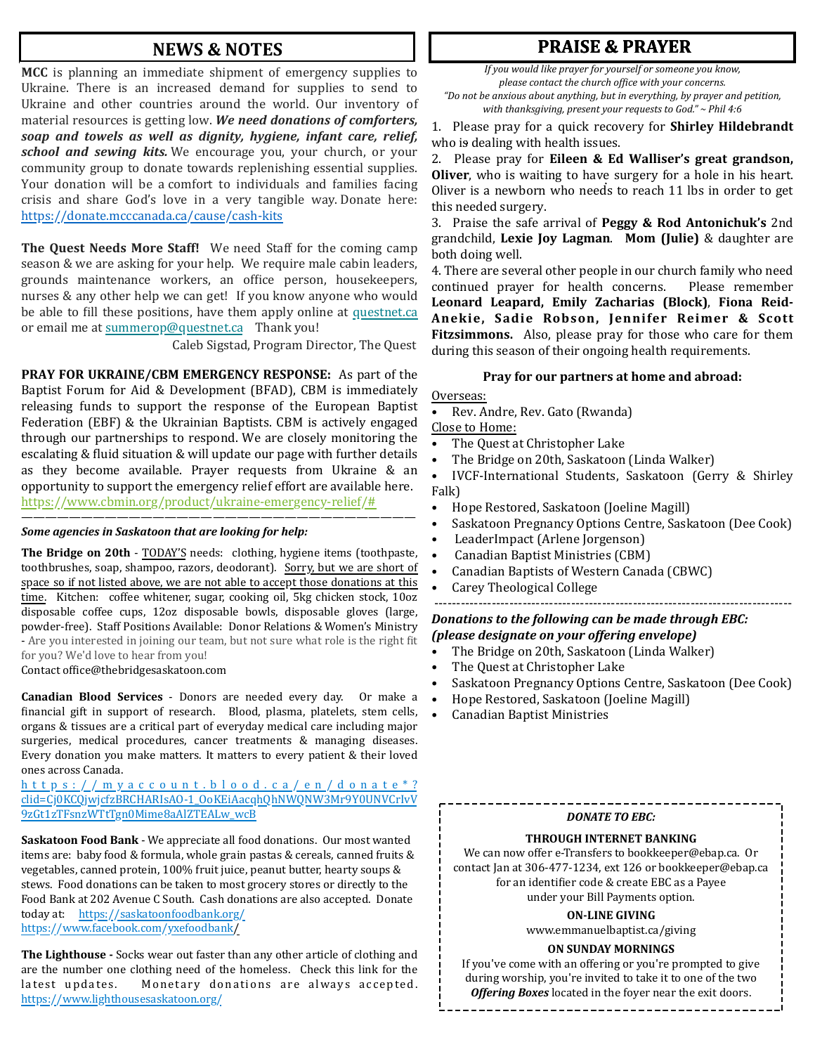## NEWS & NOTES

**MCC** is planning an immediate shipment of emergency supplies to Ukraine. There is an increased demand for supplies to send to Ukraine and other countries around the world. Our inventory of material resources is getting low. ***We need donations of comforters, soap and towels as well as dignity, hygiene, infant care, relief, school and sewing kits.*** We encourage you, your church, or your community group to donate towards replenishing essential supplies. Your donation will be a comfort to individuals and families facing crisis and share God's love in a very tangible way. Donate here: https://donate.mcccanada.ca/cause/cash-kits

**The Quest Needs More Staff!** We need Staff for the coming camp season & we are asking for your help. We require male cabin leaders, grounds maintenance workers, an office person, housekeepers, nurses & any other help we can get! If you know anyone who would be able to fill these positions, have them apply online at questnet.ca or email me at summerop@questnet.ca Thank you!

Caleb Sigstad, Program Director, The Quest

**PRAY FOR UKRAINE/CBM EMERGENCY RESPONSE:** As part of the Baptist Forum for Aid & Development (BFAD), CBM is immediately releasing funds to support the response of the European Baptist Federation (EBF) & the Ukrainian Baptists. CBM is actively engaged through our partnerships to respond. We are closely monitoring the escalating & fluid situation & will update our page with further details as they become available. Prayer requests from Ukraine & an opportunity to support the emergency relief effort are available here. https://www.cbmin.org/product/ukraine-emergency-relief/#

***Some agencies in Saskatoon that are looking for help:***

**The Bridge on 20th** - TODAY'S needs: clothing, hygiene items (toothpaste, toothbrushes, soap, shampoo, razors, deodorant). Sorry, but we are short of space so if not listed above, we are not able to accept those donations at this time. Kitchen: coffee whitener, sugar, cooking oil, 5kg chicken stock, 10oz disposable coffee cups, 12oz disposable bowls, disposable gloves (large, powder-free). Staff Positions Available: Donor Relations & Women's Ministry - Are you interested in joining our team, but not sure what role is the right fit for you? We'd love to hear from you!

Contact office@thebridgesaskatoon.com

**Canadian Blood Services** - Donors are needed every day. Or make a financial gift in support of research. Blood, plasma, platelets, stem cells, organs & tissues are a critical part of everyday medical care including major surgeries, medical procedures, cancer treatments & managing diseases. Every donation you make matters. It matters to every patient & their loved ones across Canada.

https://myaccount.blood.ca/en/donate*?clid=Cj0KCQjwjcfzBRCHARIsAO-1_OoKEiAacqhQhNWQNW3Mr9Y0UNVCrIvV9zGt1zTFsnzWTtTgn0Mime8aAlZTEALw_wcB

**Saskatoon Food Bank** - We appreciate all food donations. Our most wanted items are: baby food & formula, whole grain pastas & cereals, canned fruits & vegetables, canned protein, 100% fruit juice, peanut butter, hearty soups & stews. Food donations can be taken to most grocery stores or directly to the Food Bank at 202 Avenue C South. Cash donations are also accepted. Donate today at: https://saskatoonfoodbank.org/ https://www.facebook.com/yxefoodbank/

**The Lighthouse -** Socks wear out faster than any other article of clothing and are the number one clothing need of the homeless. Check this link for the latest updates. Monetary donations are always accepted. https://www.lighthousesaskatoon.org/

## PRAISE & PRAYER

*If you would like prayer for yourself or someone you know, please contact the church office with your concerns.*
*"Do not be anxious about anything, but in everything, by prayer and petition, with thanksgiving, present your requests to God." ~ Phil 4:6*

1. Please pray for a quick recovery for **Shirley Hildebrandt** who is dealing with health issues.
2. Please pray for **Eileen & Ed Walliser's great grandson, Oliver**, who is waiting to have surgery for a hole in his heart. Oliver is a newborn who needs to reach 11 lbs in order to get this needed surgery.
3. Praise the safe arrival of **Peggy & Rod Antonichuk's** 2nd grandchild, **Lexie Joy Lagman**. **Mom (Julie)** & daughter are both doing well.
4. There are several other people in our church family who need continued prayer for health concerns. Please remember **Leonard Leapard, Emily Zacharias (Block)**, **Fiona Reid-Anekie, Sadie Robson, Jennifer Reimer & Scott Fitzsimmons.** Also, please pray for those who care for them during this season of their ongoing health requirements.

**Pray for our partners at home and abroad:**

Overseas:
- Rev. Andre, Rev. Gato (Rwanda)

Close to Home:
- The Quest at Christopher Lake
- The Bridge on 20th, Saskatoon (Linda Walker)
- IVCF-International Students, Saskatoon (Gerry & Shirley Falk)
- Hope Restored, Saskatoon (Joeline Magill)
- Saskatoon Pregnancy Options Centre, Saskatoon (Dee Cook)
- LeaderImpact (Arlene Jorgenson)
- Canadian Baptist Ministries (CBM)
- Canadian Baptists of Western Canada (CBWC)
- Carey Theological College

***Donations to the following can be made through EBC: (please designate on your offering envelope)***
- The Bridge on 20th, Saskatoon (Linda Walker)
- The Quest at Christopher Lake
- Saskatoon Pregnancy Options Centre, Saskatoon (Dee Cook)
- Hope Restored, Saskatoon (Joeline Magill)
- Canadian Baptist Ministries

***DONATE TO EBC:***

**THROUGH INTERNET BANKING**

We can now offer e-Transfers to bookkeeper@ebap.ca. Or contact Jan at 306-477-1234, ext 126 or bookkeeper@ebap.ca for an identifier code & create EBC as a Payee under your Bill Payments option.

**ON-LINE GIVING**

www.emmanuelbaptist.ca/giving

**ON SUNDAY MORNINGS**

If you've come with an offering or you're prompted to give during worship, you're invited to take it to one of the two ***Offering Boxes*** located in the foyer near the exit doors.